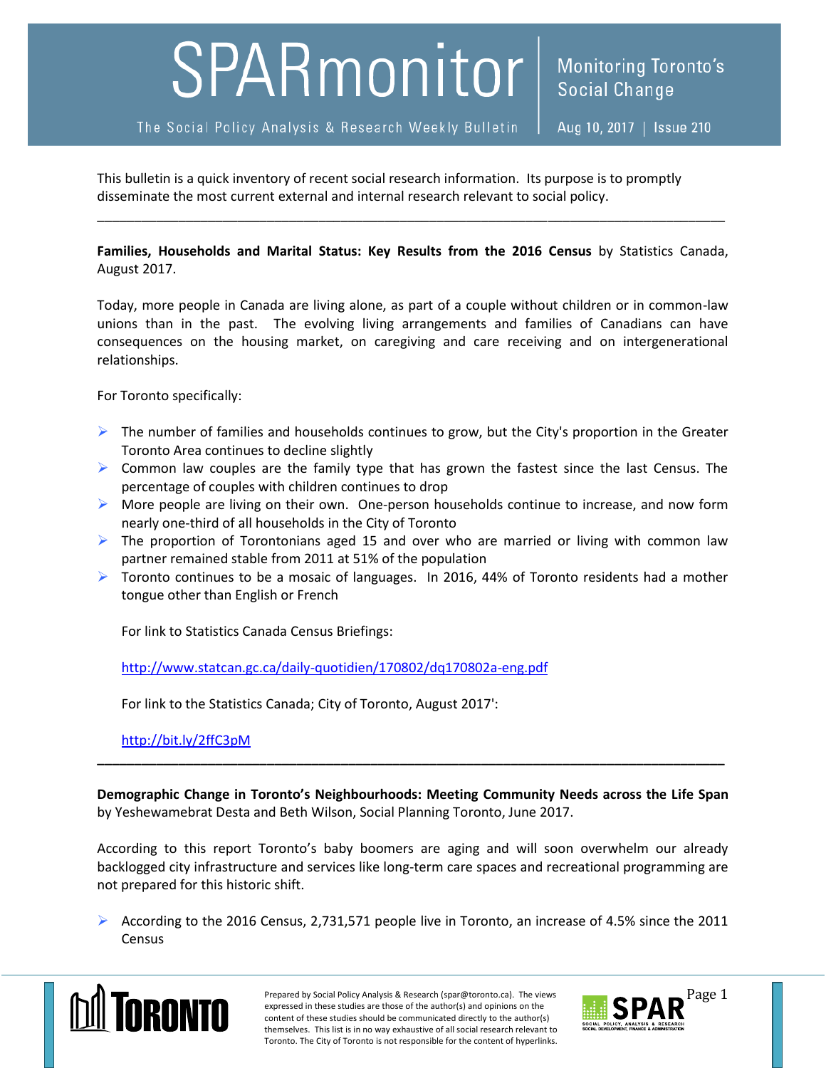# SPARmonitor

**The Social Policy Analysis & Research Weekly Bulletin**

**Monitoring Toronto's Social Change**

Aug 10, 2017 | Issue 210

This bulletin is a quick inventory of recent social research information. Its purpose is to promptly disseminate the most current external and internal research relevant to social policy.

---

**Families, Households and Marital Status: Key Results from the 2016 Census** by Statistics Canada, August 2017.

Today, more people in Canada are living alone, as part of a couple without children or in common-law unions than in the past. The evolving living arrangements and families of Canadians can have consequences on the housing market, on caregiving and care receiving and on intergenerational relationships.

For Toronto specifically:

- The number of families and households continues to grow, but the City's proportion in the Greater Toronto Area continues to decline slightly
- Common law couples are the family type that has grown the fastest since the last Census. The percentage of couples with children continues to drop
- More people are living on their own. One-person households continue to increase, and now form nearly one-third of all households in the City of Toronto
- The proportion of Torontonians aged 15 and over who are married or living with common law partner remained stable from 2011 at 51% of the population
- Toronto continues to be a mosaic of languages. In 2016, 44% of Toronto residents had a mother tongue other than English or French

For link to Statistics Canada Census Briefings:

http://www.statcan.gc.ca/daily-quotidien/170802/dq170802a-eng.pdf

For link to the Statistics Canada; City of Toronto, August 2017':

http://bit.ly/2ffC3pM

---

**Demographic Change in Toronto's Neighbourhoods: Meeting Community Needs across the Life Span** by Yeshewamebrat Desta and Beth Wilson, Social Planning Toronto, June 2017.

According to this report Toronto's baby boomers are aging and will soon overwhelm our already backlogged city infrastructure and services like long-term care spaces and recreational programming are not prepared for this historic shift.

- According to the 2016 Census, 2,731,571 people live in Toronto, an increase of 4.5% since the 2011 Census

Prepared by Social Policy Analysis & Research (spar@toronto.ca). The views expressed in these studies are those of the author(s) and opinions on the content of these studies should be communicated directly to the author(s) themselves. This list is in no way exhaustive of all social research relevant to Toronto. The City of Toronto is not responsible for the content of hyperlinks.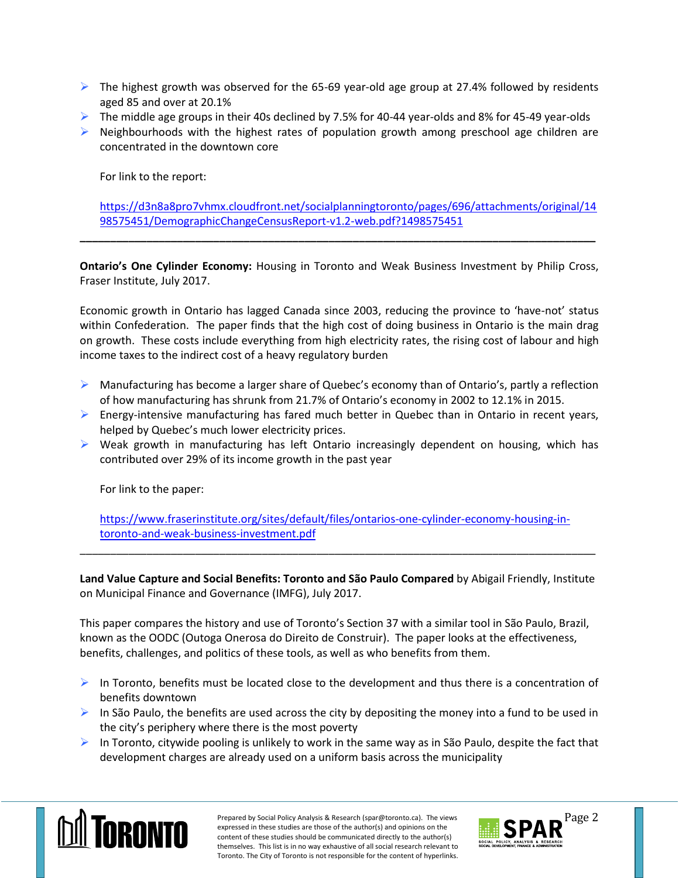- The highest growth was observed for the 65-69 year-old age group at 27.4% followed by residents aged 85 and over at 20.1%
- The middle age groups in their 40s declined by 7.5% for 40-44 year-olds and 8% for 45-49 year-olds
- Neighbourhoods with the highest rates of population growth among preschool age children are concentrated in the downtown core

  For link to the report:

  https://d3n8a8pro7vhmx.cloudfront.net/socialplanningtoronto/pages/696/attachments/original/1498575451/DemographicChangeCensusReport-v1.2-web.pdf?1498575451

---

**Ontario's One Cylinder Economy:** Housing in Toronto and Weak Business Investment by Philip Cross, Fraser Institute, July 2017.

Economic growth in Ontario has lagged Canada since 2003, reducing the province to 'have-not' status within Confederation. The paper finds that the high cost of doing business in Ontario is the main drag on growth. These costs include everything from high electricity rates, the rising cost of labour and high income taxes to the indirect cost of a heavy regulatory burden

- Manufacturing has become a larger share of Quebec's economy than of Ontario's, partly a reflection of how manufacturing has shrunk from 21.7% of Ontario's economy in 2002 to 12.1% in 2015.
- Energy-intensive manufacturing has fared much better in Quebec than in Ontario in recent years, helped by Quebec's much lower electricity prices.
- Weak growth in manufacturing has left Ontario increasingly dependent on housing, which has contributed over 29% of its income growth in the past year

  For link to the paper:

  https://www.fraserinstitute.org/sites/default/files/ontarios-one-cylinder-economy-housing-in-toronto-and-weak-business-investment.pdf

---

**Land Value Capture and Social Benefits: Toronto and São Paulo Compared** by Abigail Friendly, Institute on Municipal Finance and Governance (IMFG), July 2017.

This paper compares the history and use of Toronto's Section 37 with a similar tool in São Paulo, Brazil, known as the OODC (Outoga Onerosa do Direito de Construir). The paper looks at the effectiveness, benefits, challenges, and politics of these tools, as well as who benefits from them.

- In Toronto, benefits must be located close to the development and thus there is a concentration of benefits downtown
- In São Paulo, the benefits are used across the city by depositing the money into a fund to be used in the city's periphery where there is the most poverty
- In Toronto, citywide pooling is unlikely to work in the same way as in São Paulo, despite the fact that development charges are already used on a uniform basis across the municipality

Prepared by Social Policy Analysis & Research (spar@toronto.ca). The views expressed in these studies are those of the author(s) and opinions on the content of these studies should be communicated directly to the author(s) themselves. This list is in no way exhaustive of all social research relevant to Toronto. The City of Toronto is not responsible for the content of hyperlinks.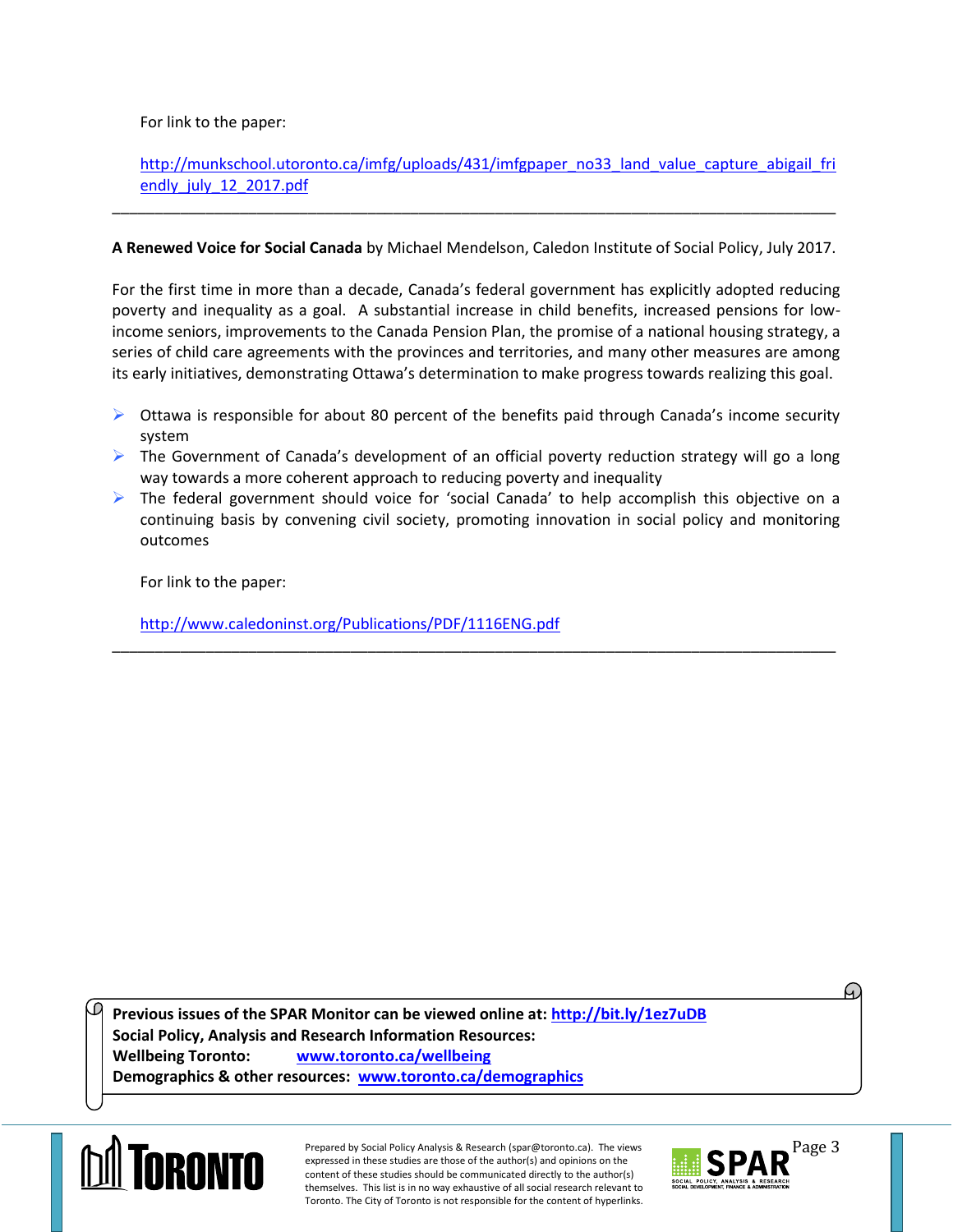For link to the paper:

http://munkschool.utoronto.ca/imfg/uploads/431/imfgpaper_no33_land_value_capture_abigail_friendly_july_12_2017.pdf

---

**A Renewed Voice for Social Canada** by Michael Mendelson, Caledon Institute of Social Policy, July 2017.

For the first time in more than a decade, Canada's federal government has explicitly adopted reducing poverty and inequality as a goal. A substantial increase in child benefits, increased pensions for low-income seniors, improvements to the Canada Pension Plan, the promise of a national housing strategy, a series of child care agreements with the provinces and territories, and many other measures are among its early initiatives, demonstrating Ottawa's determination to make progress towards realizing this goal.

- Ottawa is responsible for about 80 percent of the benefits paid through Canada's income security system
- The Government of Canada's development of an official poverty reduction strategy will go a long way towards a more coherent approach to reducing poverty and inequality
- The federal government should voice for 'social Canada' to help accomplish this objective on a continuing basis by convening civil society, promoting innovation in social policy and monitoring outcomes

For link to the paper:

http://www.caledoninst.org/Publications/PDF/1116ENG.pdf

---

**Previous issues of the SPAR Monitor can be viewed online at: http://bit.ly/1ez7uDB**
**Social Policy, Analysis and Research Information Resources:**
**Wellbeing Toronto: www.toronto.ca/wellbeing**
**Demographics & other resources: www.toronto.ca/demographics**

Prepared by Social Policy Analysis & Research (spar@toronto.ca). The views expressed in these studies are those of the author(s) and opinions on the content of these studies should be communicated directly to the author(s) themselves. This list is in no way exhaustive of all social research relevant to Toronto. The City of Toronto is not responsible for the content of hyperlinks.